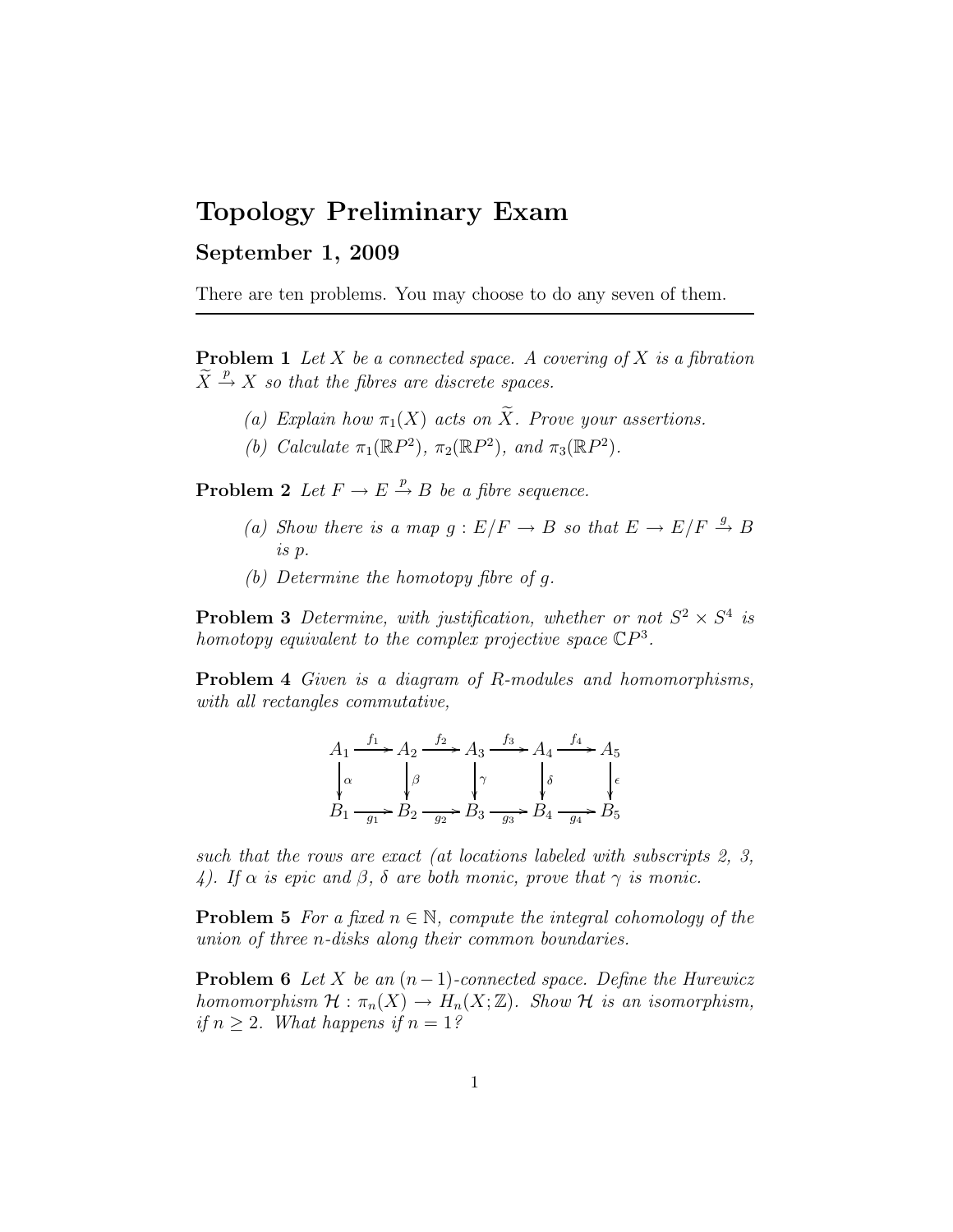# Topology Preliminary Exam

## September 1, 2009

There are ten problems. You may choose to do any seven of them.

---

**Problem 1** *Let $X$ be a connected space. A covering of $X$ is a fibration $\widetilde{X} \xrightarrow{p} X$ so that the fibres are discrete spaces.*

*(a) Explain how $\pi_1(X)$ acts on $\widetilde{X}$. Prove your assertions.*

*(b) Calculate $\pi_1(\mathbb{R}P^2)$, $\pi_2(\mathbb{R}P^2)$, and $\pi_3(\mathbb{R}P^2)$.*

**Problem 2** *Let $F \to E \xrightarrow{p} B$ be a fibre sequence.*

*(a) Show there is a map $g : E/F \to B$ so that $E \to E/F \xrightarrow{g} B$ is $p$.*

*(b) Determine the homotopy fibre of $g$.*

**Problem 3** *Determine, with justification, whether or not $S^2 \times S^4$ is homotopy equivalent to the complex projective space $\mathbb{C}P^3$.*

**Problem 4** *Given is a diagram of $R$-modules and homomorphisms, with all rectangles commutative,*

$$\begin{array}{ccccccccc} A_1 & \xrightarrow{f_1} & A_2 & \xrightarrow{f_2} & A_3 & \xrightarrow{f_3} & A_4 & \xrightarrow{f_4} & A_5 \\ \downarrow{\scriptstyle \alpha} & & \downarrow{\scriptstyle \beta} & & \downarrow{\scriptstyle \gamma} & & \downarrow{\scriptstyle \delta} & & \downarrow{\scriptstyle \epsilon} \\ B_1 & \xrightarrow[g_1]{} & B_2 & \xrightarrow[g_2]{} & B_3 & \xrightarrow[g_3]{} & B_4 & \xrightarrow[g_4]{} & B_5 \end{array}$$

*such that the rows are exact (at locations labeled with subscripts 2, 3, 4). If $\alpha$ is epic and $\beta$, $\delta$ are both monic, prove that $\gamma$ is monic.*

**Problem 5** *For a fixed $n \in \mathbb{N}$, compute the integral cohomology of the union of three $n$-disks along their common boundaries.*

**Problem 6** *Let $X$ be an $(n-1)$-connected space. Define the Hurewicz homomorphism $\mathcal{H} : \pi_n(X) \to H_n(X; \mathbb{Z})$. Show $\mathcal{H}$ is an isomorphism, if $n \geq 2$. What happens if $n = 1$?*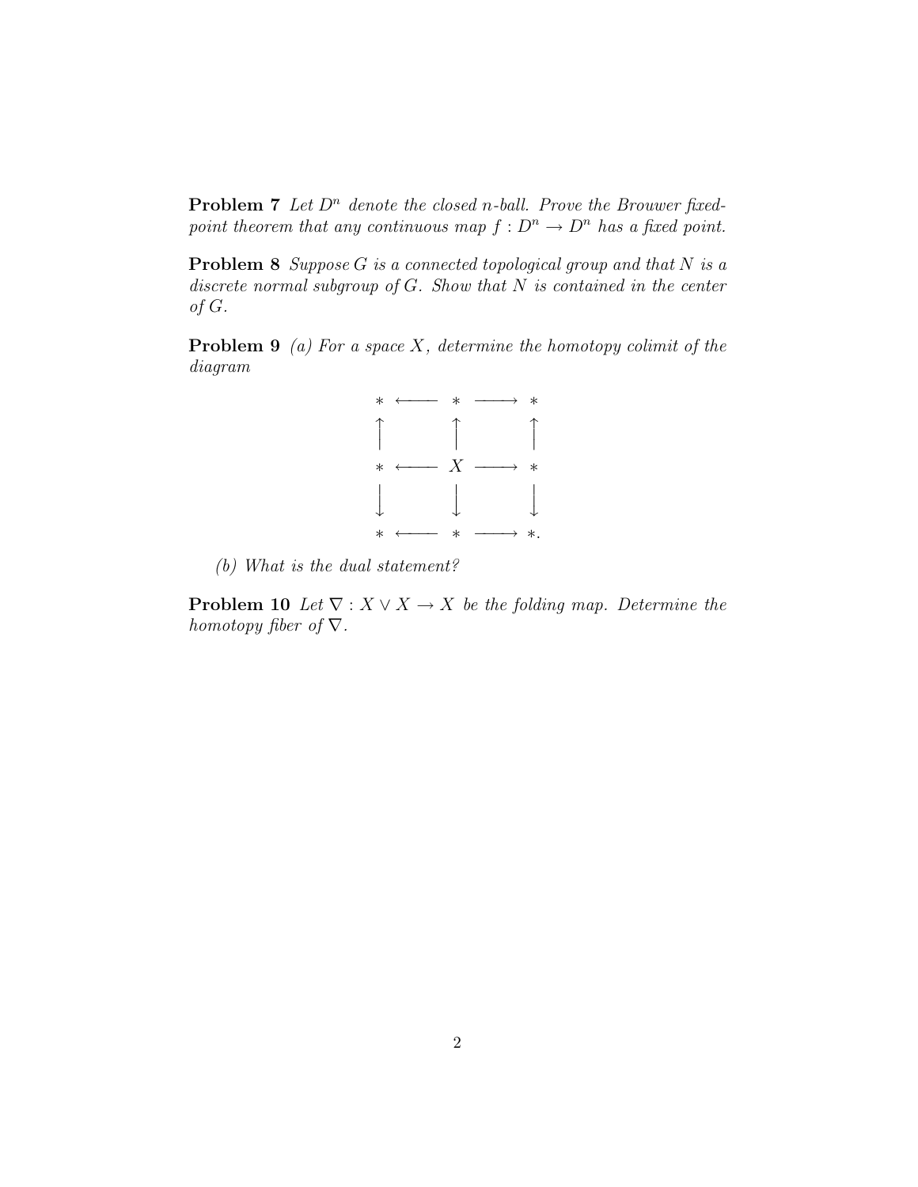**Problem 7** *Let $D^n$ denote the closed $n$-ball. Prove the Brouwer fixed-point theorem that any continuous map $f : D^n \to D^n$ has a fixed point.*

**Problem 8** *Suppose $G$ is a connected topological group and that $N$ is a discrete normal subgroup of $G$. Show that $N$ is contained in the center of $G$.*

**Problem 9** *(a) For a space $X$, determine the homotopy colimit of the diagram*

$$
\begin{array}{ccccc}
* & \longleftarrow & * & \longrightarrow & * \\
\uparrow & & \uparrow & & \uparrow \\
* & \longleftarrow & X & \longrightarrow & * \\
\downarrow & & \downarrow & & \downarrow \\
* & \longleftarrow & * & \longrightarrow & *.
\end{array}
$$

*(b) What is the dual statement?*

**Problem 10** *Let $\nabla : X \vee X \to X$ be the folding map. Determine the homotopy fiber of $\nabla$.*